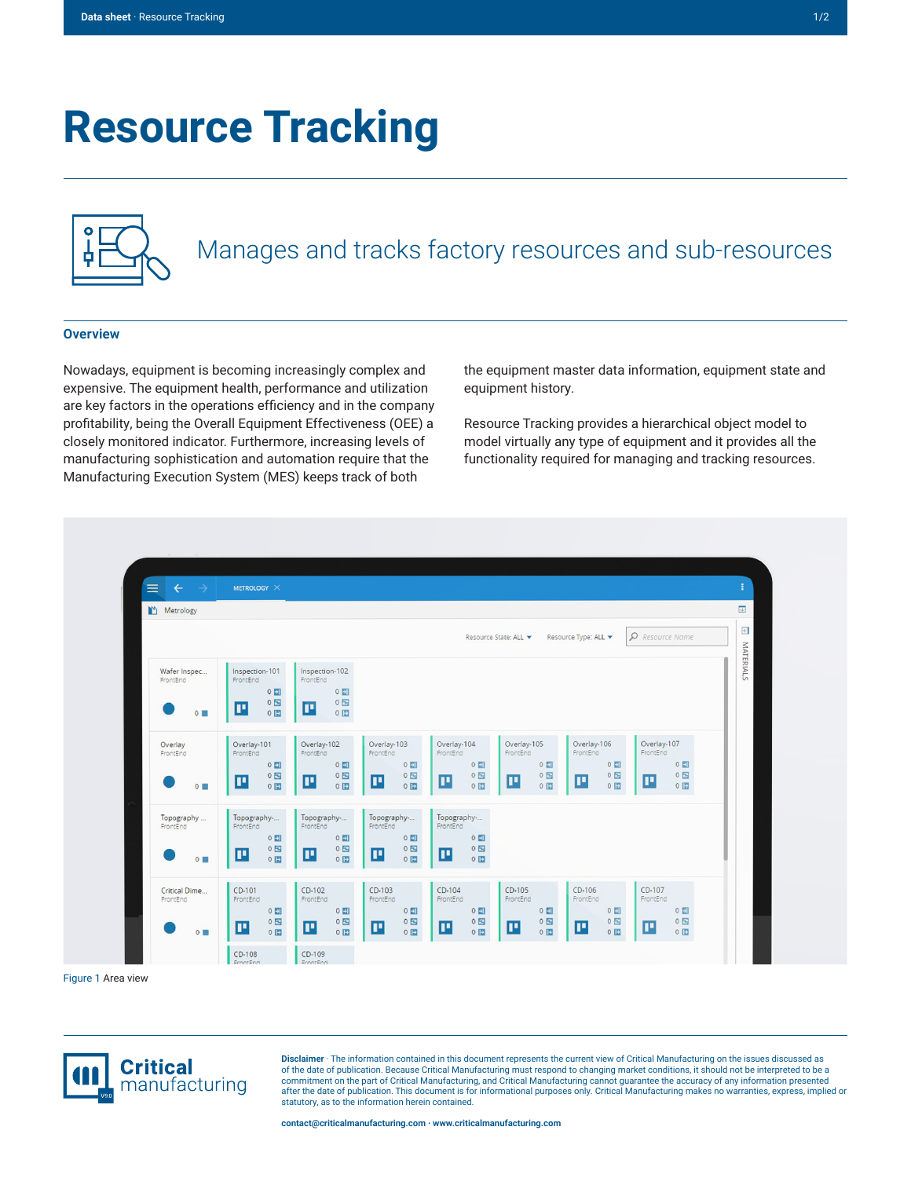# Resource Tracking

Manages and tracks factory resources and sub-resources

## Overview

Nowadays, equipment is becoming increasingly complex and expensive. The equipment health, performance and utilization are key factors in the operations efficiency and in the company profitability, being the Overall Equipment Effectiveness (OEE) a closely monitored indicator. Furthermore, increasing levels of manufacturing sophistication and automation require that the Manufacturing Execution System (MES) keeps track of both the equipment master data information, equipment state and equipment history.

Resource Tracking provides a hierarchical object model to model virtually any type of equipment and it provides all the functionality required for managing and tracking resources.

Figure 1 Area view

**Disclaimer** · The information contained in this document represents the current view of Critical Manufacturing on the issues discussed as of the date of publication. Because Critical Manufacturing must respond to changing market conditions, it should not be interpreted to be a commitment on the part of Critical Manufacturing, and Critical Manufacturing cannot guarantee the accuracy of any information presented after the date of publication. This document is for informational purposes only. Critical Manufacturing makes no warranties, express, implied or statutory, as to the information herein contained.

contact@criticalmanufacturing.com · www.criticalmanufacturing.com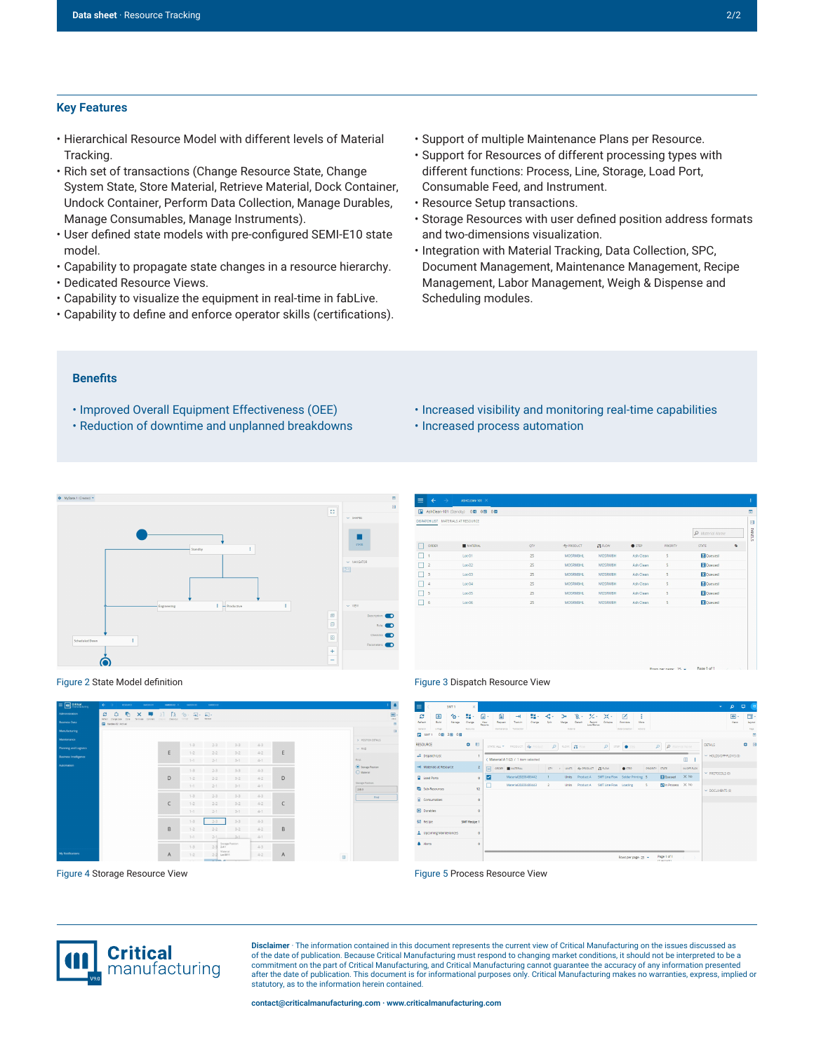## Key Features

- Hierarchical Resource Model with different levels of Material Tracking.
- Rich set of transactions (Change Resource State, Change System State, Store Material, Retrieve Material, Dock Container, Undock Container, Perform Data Collection, Manage Durables, Manage Consumables, Manage Instruments).
- User defined state models with pre-configured SEMI-E10 state model.
- Capability to propagate state changes in a resource hierarchy.
- Dedicated Resource Views.
- Capability to visualize the equipment in real-time in fabLive.
- Capability to define and enforce operator skills (certifications).
- Support of multiple Maintenance Plans per Resource.
- Support for Resources of different processing types with different functions: Process, Line, Storage, Load Port, Consumable Feed, and Instrument.
- Resource Setup transactions.
- Storage Resources with user defined position address formats and two-dimensions visualization.
- Integration with Material Tracking, Data Collection, SPC, Document Management, Maintenance Management, Recipe Management, Labor Management, Weigh & Dispense and Scheduling modules.

## Benefits

- Improved Overall Equipment Effectiveness (OEE)
- Reduction of downtime and unplanned breakdowns
- Increased visibility and monitoring real-time capabilities
- Increased process automation

Figure 2 State Model definition

Figure 3 Dispatch Resource View

Figure 4 Storage Resource View

Figure 5 Process Resource View

**Disclaimer** · The information contained in this document represents the current view of Critical Manufacturing on the issues discussed as of the date of publication. Because Critical Manufacturing must respond to changing market conditions, it should not be interpreted to be a commitment on the part of Critical Manufacturing, and Critical Manufacturing cannot guarantee the accuracy of any information presented after the date of publication. This document is for informational purposes only. Critical Manufacturing makes no warranties, express, implied or statutory, as to the information herein contained.

**contact@criticalmanufacturing.com · www.criticalmanufacturing.com**